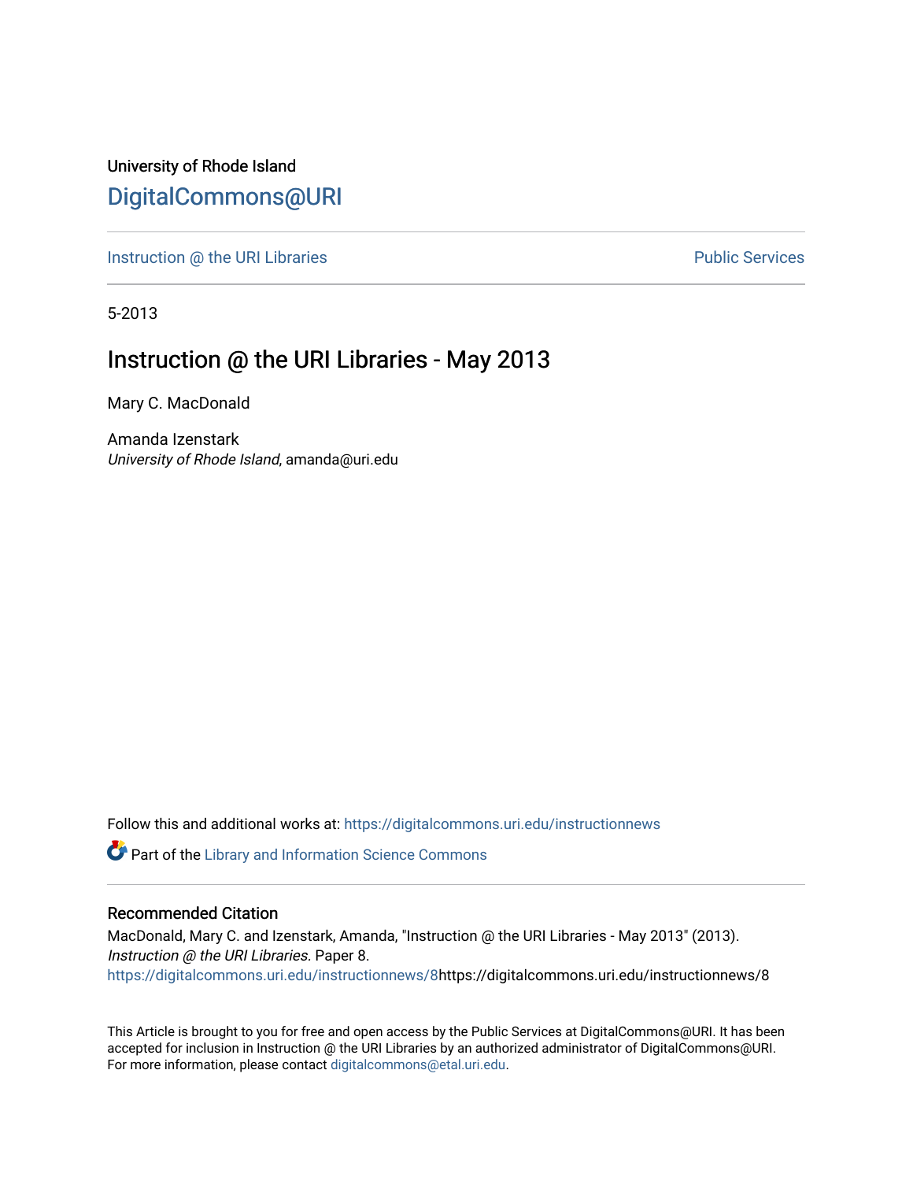University of Rhode Island

## DigitalCommons@URI

Instruction @ the URI Libraries | Public Services

5-2013

# Instruction @ the URI Libraries - May 2013

Mary C. MacDonald

Amanda Izenstark
*University of Rhode Island*, amanda@uri.edu

Follow this and additional works at: https://digitalcommons.uri.edu/instructionnews

Part of the Library and Information Science Commons

### Recommended Citation

MacDonald, Mary C. and Izenstark, Amanda, "Instruction @ the URI Libraries - May 2013" (2013). *Instruction @ the URI Libraries.* Paper 8.
https://digitalcommons.uri.edu/instructionnews/8https://digitalcommons.uri.edu/instructionnews/8

This Article is brought to you for free and open access by the Public Services at DigitalCommons@URI. It has been accepted for inclusion in Instruction @ the URI Libraries by an authorized administrator of DigitalCommons@URI. For more information, please contact digitalcommons@etal.uri.edu.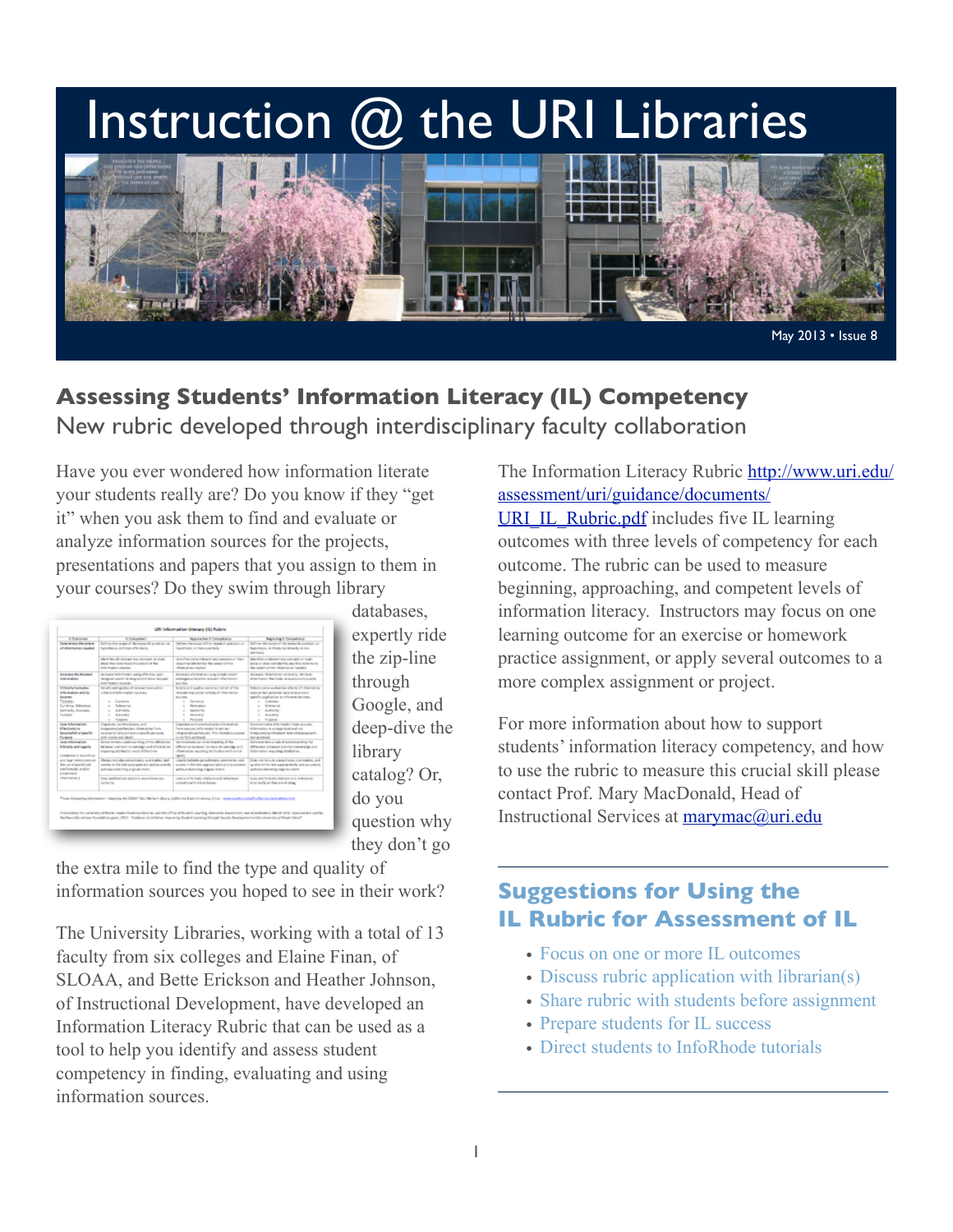# Instruction @ the URI Libraries

May 2013 • Issue 8

## Assessing Students' Information Literacy (IL) Competency

### New rubric developed through interdisciplinary faculty collaboration

Have you ever wondered how information literate your students really are? Do you know if they "get it" when you ask them to find and evaluate or analyze information sources for the projects, presentations and papers that you assign to them in your courses? Do they swim through library databases, expertly ride the zip-line through Google, and deep-dive the library catalog? Or, do you question why they don't go the extra mile to find the type and quality of information sources you hoped to see in their work?

The University Libraries, working with a total of 13 faculty from six colleges and Elaine Finan, of SLOAA, and Bette Erickson and Heather Johnson, of Instructional Development, have developed an Information Literacy Rubric that can be used as a tool to help you identify and assess student competency in finding, evaluating and using information sources.

The Information Literacy Rubric [http://www.uri.edu/assessment/uri/guidance/documents/URI_IL_Rubric.pdf](http://www.uri.edu/assessment/uri/guidance/documents/URI_IL_Rubric.pdf) includes five IL learning outcomes with three levels of competency for each outcome. The rubric can be used to measure beginning, approaching, and competent levels of information literacy. Instructors may focus on one learning outcome for an exercise or homework practice assignment, or apply several outcomes to a more complex assignment or project.

For more information about how to support students' information literacy competency, and how to use the rubric to measure this crucial skill please contact Prof. Mary MacDonald, Head of Instructional Services at [marymac@uri.edu](mailto:marymac@uri.edu)

## Suggestions for Using the IL Rubric for Assessment of IL

- Focus on one or more IL outcomes
- Discuss rubric application with librarian(s)
- Share rubric with students before assignment
- Prepare students for IL success
- Direct students to InfoRhode tutorials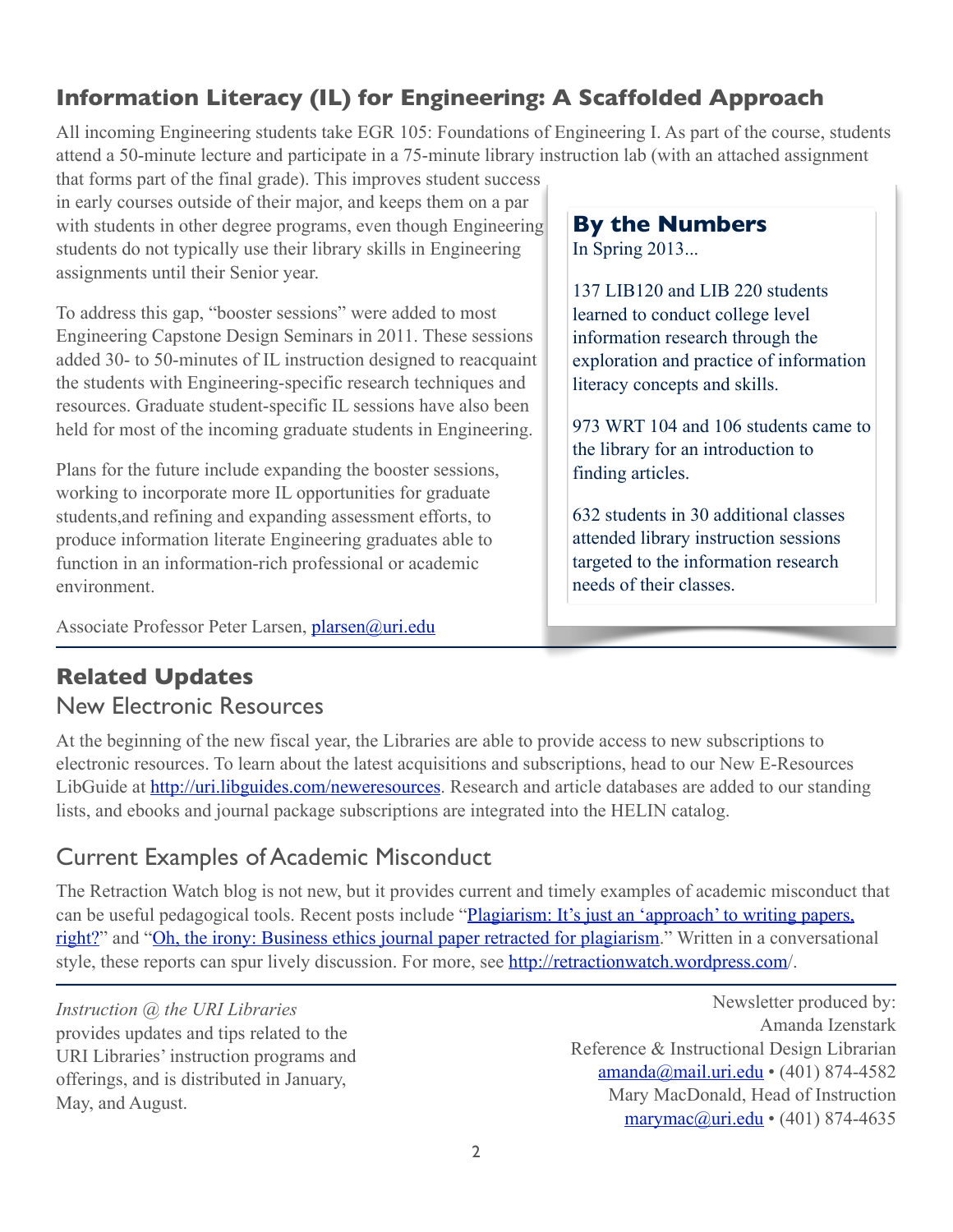## Information Literacy (IL) for Engineering: A Scaffolded Approach

All incoming Engineering students take EGR 105: Foundations of Engineering I. As part of the course, students attend a 50-minute lecture and participate in a 75-minute library instruction lab (with an attached assignment that forms part of the final grade). This improves student success in early courses outside of their major, and keeps them on a par with students in other degree programs, even though Engineering students do not typically use their library skills in Engineering assignments until their Senior year.

To address this gap, "booster sessions" were added to most Engineering Capstone Design Seminars in 2011. These sessions added 30- to 50-minutes of IL instruction designed to reacquaint the students with Engineering-specific research techniques and resources. Graduate student-specific IL sessions have also been held for most of the incoming graduate students in Engineering.

Plans for the future include expanding the booster sessions, working to incorporate more IL opportunities for graduate students,and refining and expanding assessment efforts, to produce information literate Engineering graduates able to function in an information-rich professional or academic environment.

Associate Professor Peter Larsen, [plarsen@uri.edu](mailto:plarsen@uri.edu)

### By the Numbers

In Spring 2013...

137 LIB120 and LIB 220 students learned to conduct college level information research through the exploration and practice of information literacy concepts and skills.

973 WRT 104 and 106 students came to the library for an introduction to finding articles.

632 students in 30 additional classes attended library instruction sessions targeted to the information research needs of their classes.

## Related Updates

### New Electronic Resources

At the beginning of the new fiscal year, the Libraries are able to provide access to new subscriptions to electronic resources. To learn about the latest acquisitions and subscriptions, head to our New E-Resources LibGuide at [http://uri.libguides.com/neweresources](http://uri.libguides.com/neweresources). Research and article databases are added to our standing lists, and ebooks and journal package subscriptions are integrated into the HELIN catalog.

### Current Examples of Academic Misconduct

The Retraction Watch blog is not new, but it provides current and timely examples of academic misconduct that can be useful pedagogical tools. Recent posts include "Plagiarism: It's just an 'approach' to writing papers, right?" and "Oh, the irony: Business ethics journal paper retracted for plagiarism." Written in a conversational style, these reports can spur lively discussion. For more, see [http://retractionwatch.wordpress.com/](http://retractionwatch.wordpress.com/).

---

*Instruction @ the URI Libraries* provides updates and tips related to the URI Libraries' instruction programs and offerings, and is distributed in January, May, and August.

Newsletter produced by:
Amanda Izenstark
Reference & Instructional Design Librarian
[amanda@mail.uri.edu](mailto:amanda@mail.uri.edu) • (401) 874-4582
Mary MacDonald, Head of Instruction
[marymac@uri.edu](mailto:marymac@uri.edu) • (401) 874-4635